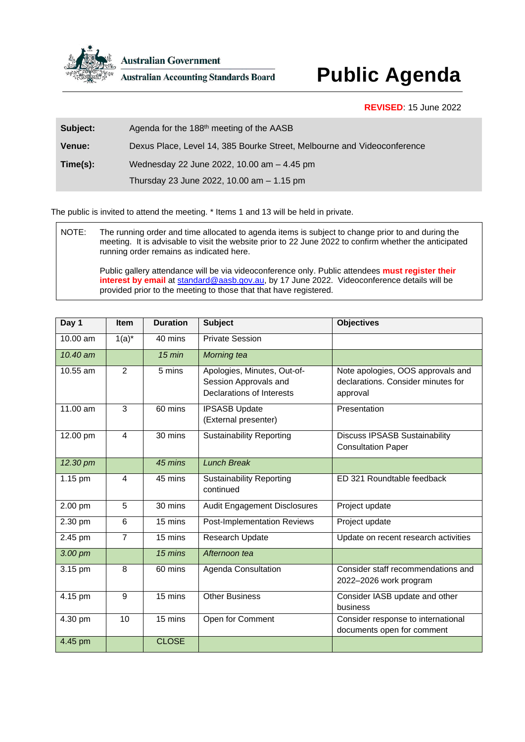Australian Government

Australian Accounting Standards Board

# Public Agenda

**REVISED**: 15 June 2022

| | |
|---|---|
| **Subject:** | Agenda for the 188th meeting of the AASB |
| **Venue:** | Dexus Place, Level 14, 385 Bourke Street, Melbourne and Videoconference |
| **Time(s):** | Wednesday 22 June 2022, 10.00 am – 4.45 pm |
| | Thursday 23 June 2022, 10.00 am – 1.15 pm |

The public is invited to attend the meeting. * Items 1 and 13 will be held in private.

NOTE: The running order and time allocated to agenda items is subject to change prior to and during the meeting. It is advisable to visit the website prior to 22 June 2022 to confirm whether the anticipated running order remains as indicated here.

Public gallery attendance will be via videoconference only. Public attendees **must register their interest by email** at standard@aasb.gov.au, by 17 June 2022. Videoconference details will be provided prior to the meeting to those that that have registered.

| Day 1 | Item | Duration | Subject | Objectives |
|---|---|---|---|---|
| 10.00 am | 1(a)* | 40 mins | Private Session | |
| *10.40 am* | | *15 min* | *Morning tea* | |
| 10.55 am | 2 | 5 mins | Apologies, Minutes, Out-of-Session Approvals and Declarations of Interests | Note apologies, OOS approvals and declarations. Consider minutes for approval |
| 11.00 am | 3 | 60 mins | IPSASB Update (External presenter) | Presentation |
| 12.00 pm | 4 | 30 mins | Sustainability Reporting | Discuss IPSASB Sustainability Consultation Paper |
| *12.30 pm* | | *45 mins* | *Lunch Break* | |
| 1.15 pm | 4 | 45 mins | Sustainability Reporting continued | ED 321 Roundtable feedback |
| 2.00 pm | 5 | 30 mins | Audit Engagement Disclosures | Project update |
| 2.30 pm | 6 | 15 mins | Post-Implementation Reviews | Project update |
| 2.45 pm | 7 | 15 mins | Research Update | Update on recent research activities |
| *3.00 pm* | | *15 mins* | *Afternoon tea* | |
| 3.15 pm | 8 | 60 mins | Agenda Consultation | Consider staff recommendations and 2022–2026 work program |
| 4.15 pm | 9 | 15 mins | Other Business | Consider IASB update and other business |
| 4.30 pm | 10 | 15 mins | Open for Comment | Consider response to international documents open for comment |
| 4.45 pm | | CLOSE | | |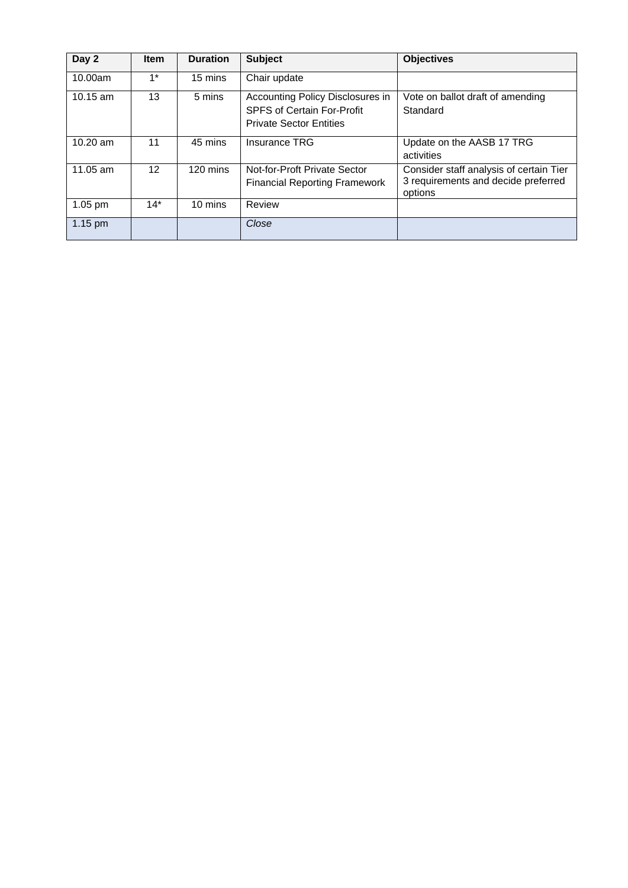| Day 2 | Item | Duration | Subject | Objectives |
|---|---|---|---|---|
| 10.00am | 1* | 15 mins | Chair update | |
| 10.15 am | 13 | 5 mins | Accounting Policy Disclosures in SPFS of Certain For-Profit Private Sector Entities | Vote on ballot draft of amending Standard |
| 10.20 am | 11 | 45 mins | Insurance TRG | Update on the AASB 17 TRG activities |
| 11.05 am | 12 | 120 mins | Not-for-Proft Private Sector Financial Reporting Framework | Consider staff analysis of certain Tier 3 requirements and decide preferred options |
| 1.05 pm | 14* | 10 mins | Review | |
| 1.15 pm | | | *Close* | |